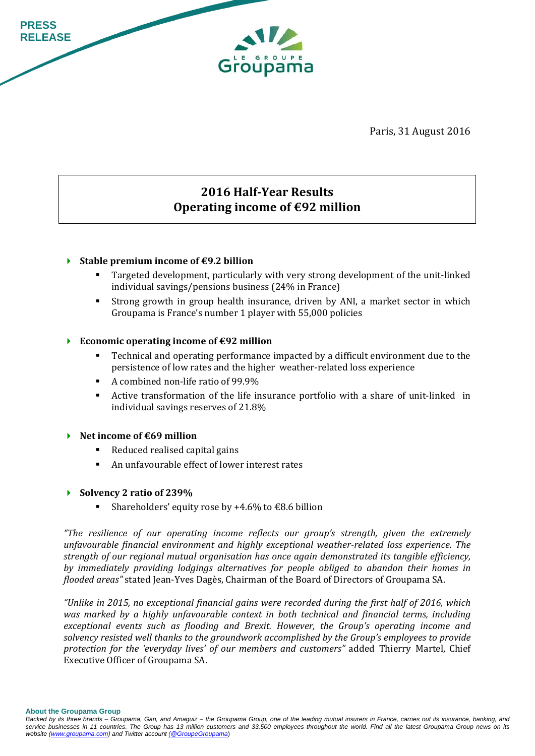PRESS RELEASE

Paris, 31 August 2016

# 2016 Half-Year Results
# Operating income of €92 million

- **Stable premium income of €9.2 billion**
  - Targeted development, particularly with very strong development of the unit-linked individual savings/pensions business (24% in France)
  - Strong growth in group health insurance, driven by ANI, a market sector in which Groupama is France's number 1 player with 55,000 policies

- **Economic operating income of €92 million**
  - Technical and operating performance impacted by a difficult environment due to the persistence of low rates and the higher weather-related loss experience
  - A combined non-life ratio of 99.9%
  - Active transformation of the life insurance portfolio with a share of unit-linked in individual savings reserves of 21.8%

- **Net income of €69 million**
  - Reduced realised capital gains
  - An unfavourable effect of lower interest rates

- **Solvency 2 ratio of 239%**
  - Shareholders' equity rose by +4.6% to €8.6 billion

*"The resilience of our operating income reflects our group's strength, given the extremely unfavourable financial environment and highly exceptional weather-related loss experience. The strength of our regional mutual organisation has once again demonstrated its tangible efficiency, by immediately providing lodgings alternatives for people obliged to abandon their homes in flooded areas"* stated Jean-Yves Dagès, Chairman of the Board of Directors of Groupama SA.

*"Unlike in 2015, no exceptional financial gains were recorded during the first half of 2016, which was marked by a highly unfavourable context in both technical and financial terms, including exceptional events such as flooding and Brexit. However, the Group's operating income and solvency resisted well thanks to the groundwork accomplished by the Group's employees to provide protection for the 'everyday lives' of our members and customers"* added Thierry Martel, Chief Executive Officer of Groupama SA.

**About the Groupama Group**

*Backed by its three brands – Groupama, Gan, and Amaguiz – the Groupama Group, one of the leading mutual insurers in France, carries out its insurance, banking, and service businesses in 11 countries. The Group has 13 million customers and 33,500 employees throughout the world. Find all the latest Groupama Group news on its website ([www.groupama.com](http://www.groupama.com)) and Twitter account ([@GroupeGroupama](https://twitter.com/GroupeGroupama))*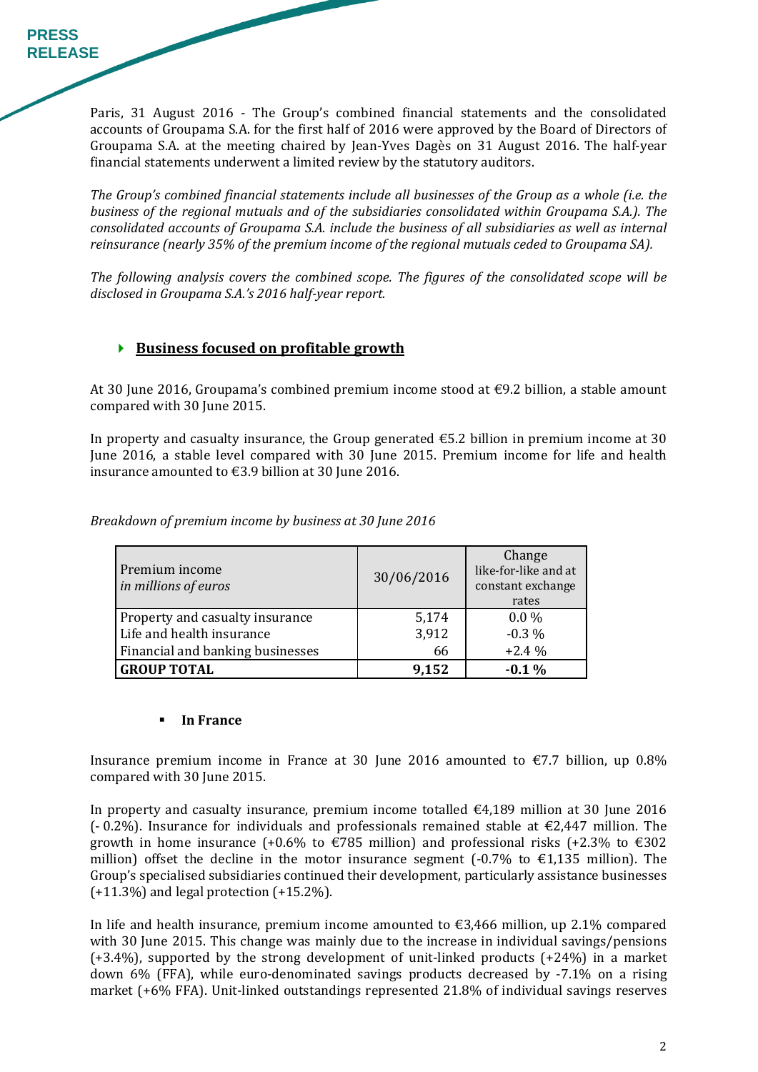Paris, 31 August 2016 - The Group's combined financial statements and the consolidated accounts of Groupama S.A. for the first half of 2016 were approved by the Board of Directors of Groupama S.A. at the meeting chaired by Jean-Yves Dagès on 31 August 2016. The half-year financial statements underwent a limited review by the statutory auditors.

*The Group's combined financial statements include all businesses of the Group as a whole (i.e. the business of the regional mutuals and of the subsidiaries consolidated within Groupama S.A.). The consolidated accounts of Groupama S.A. include the business of all subsidiaries as well as internal reinsurance (nearly 35% of the premium income of the regional mutuals ceded to Groupama SA).*

*The following analysis covers the combined scope. The figures of the consolidated scope will be disclosed in Groupama S.A.'s 2016 half-year report.*

## Business focused on profitable growth

At 30 June 2016, Groupama's combined premium income stood at €9.2 billion, a stable amount compared with 30 June 2015.

In property and casualty insurance, the Group generated €5.2 billion in premium income at 30 June 2016, a stable level compared with 30 June 2015. Premium income for life and health insurance amounted to €3.9 billion at 30 June 2016.

*Breakdown of premium income by business at 30 June 2016*

| Premium income *in millions of euros* | 30/06/2016 | Change like-for-like and at constant exchange rates |
|---|---|---|
| Property and casualty insurance | 5,174 | 0.0 % |
| Life and health insurance | 3,912 | -0.3 % |
| Financial and banking businesses | 66 | +2.4 % |
| **GROUP TOTAL** | **9,152** | **-0.1 %** |

- **In France**

Insurance premium income in France at 30 June 2016 amounted to €7.7 billion, up 0.8% compared with 30 June 2015.

In property and casualty insurance, premium income totalled €4,189 million at 30 June 2016 (- 0.2%). Insurance for individuals and professionals remained stable at €2,447 million. The growth in home insurance (+0.6% to €785 million) and professional risks (+2.3% to €302 million) offset the decline in the motor insurance segment (-0.7% to €1,135 million). The Group's specialised subsidiaries continued their development, particularly assistance businesses (+11.3%) and legal protection (+15.2%).

In life and health insurance, premium income amounted to €3,466 million, up 2.1% compared with 30 June 2015. This change was mainly due to the increase in individual savings/pensions (+3.4%), supported by the strong development of unit-linked products (+24%) in a market down 6% (FFA), while euro-denominated savings products decreased by -7.1% on a rising market (+6% FFA). Unit-linked outstandings represented 21.8% of individual savings reserves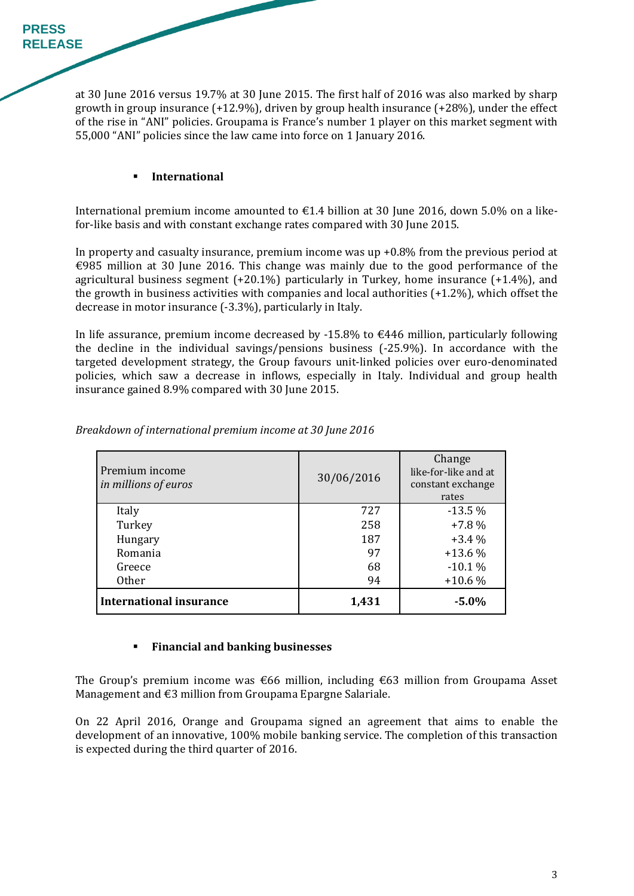at 30 June 2016 versus 19.7% at 30 June 2015. The first half of 2016 was also marked by sharp growth in group insurance (+12.9%), driven by group health insurance (+28%), under the effect of the rise in "ANI" policies. Groupama is France's number 1 player on this market segment with 55,000 "ANI" policies since the law came into force on 1 January 2016.

- **International**

International premium income amounted to €1.4 billion at 30 June 2016, down 5.0% on a like-for-like basis and with constant exchange rates compared with 30 June 2015.

In property and casualty insurance, premium income was up +0.8% from the previous period at €985 million at 30 June 2016. This change was mainly due to the good performance of the agricultural business segment (+20.1%) particularly in Turkey, home insurance (+1.4%), and the growth in business activities with companies and local authorities (+1.2%), which offset the decrease in motor insurance (-3.3%), particularly in Italy.

In life assurance, premium income decreased by -15.8% to €446 million, particularly following the decline in the individual savings/pensions business (-25.9%). In accordance with the targeted development strategy, the Group favours unit-linked policies over euro-denominated policies, which saw a decrease in inflows, especially in Italy. Individual and group health insurance gained 8.9% compared with 30 June 2015.

*Breakdown of international premium income at 30 June 2016*

| Premium income *in millions of euros* | 30/06/2016 | Change like-for-like and at constant exchange rates |
|---|---|---|
| Italy | 727 | -13.5 % |
| Turkey | 258 | +7.8 % |
| Hungary | 187 | +3.4 % |
| Romania | 97 | +13.6 % |
| Greece | 68 | -10.1 % |
| Other | 94 | +10.6 % |
| **International insurance** | **1,431** | **-5.0%** |

- **Financial and banking businesses**

The Group's premium income was €66 million, including €63 million from Groupama Asset Management and €3 million from Groupama Epargne Salariale.

On 22 April 2016, Orange and Groupama signed an agreement that aims to enable the development of an innovative, 100% mobile banking service. The completion of this transaction is expected during the third quarter of 2016.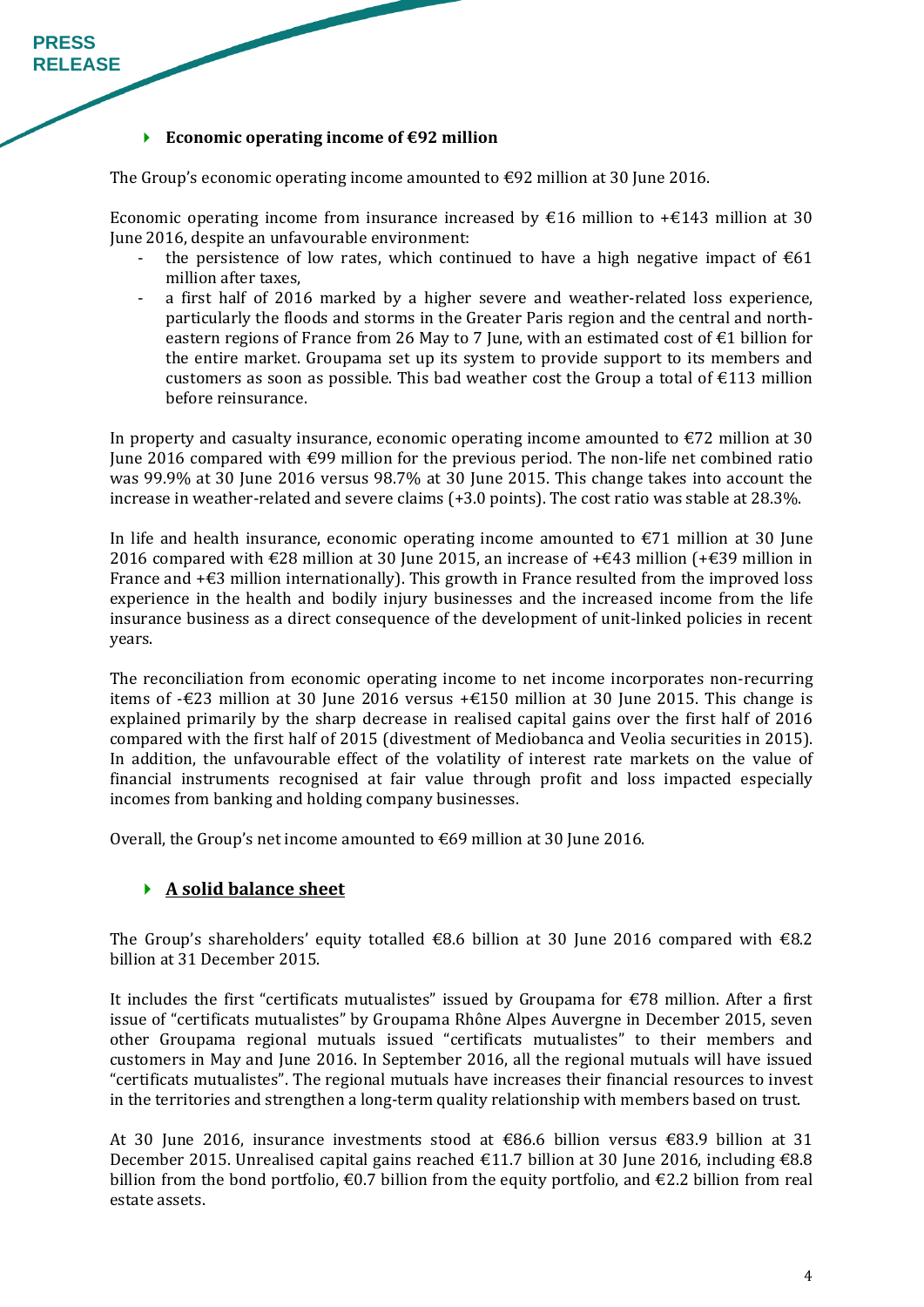## Economic operating income of €92 million

The Group's economic operating income amounted to €92 million at 30 June 2016.

Economic operating income from insurance increased by €16 million to +€143 million at 30 June 2016, despite an unfavourable environment:

- the persistence of low rates, which continued to have a high negative impact of €61 million after taxes,
- a first half of 2016 marked by a higher severe and weather-related loss experience, particularly the floods and storms in the Greater Paris region and the central and north-eastern regions of France from 26 May to 7 June, with an estimated cost of €1 billion for the entire market. Groupama set up its system to provide support to its members and customers as soon as possible. This bad weather cost the Group a total of €113 million before reinsurance.

In property and casualty insurance, economic operating income amounted to €72 million at 30 June 2016 compared with €99 million for the previous period. The non-life net combined ratio was 99.9% at 30 June 2016 versus 98.7% at 30 June 2015. This change takes into account the increase in weather-related and severe claims (+3.0 points). The cost ratio was stable at 28.3%.

In life and health insurance, economic operating income amounted to €71 million at 30 June 2016 compared with €28 million at 30 June 2015, an increase of +€43 million (+€39 million in France and +€3 million internationally). This growth in France resulted from the improved loss experience in the health and bodily injury businesses and the increased income from the life insurance business as a direct consequence of the development of unit-linked policies in recent years.

The reconciliation from economic operating income to net income incorporates non-recurring items of -€23 million at 30 June 2016 versus +€150 million at 30 June 2015. This change is explained primarily by the sharp decrease in realised capital gains over the first half of 2016 compared with the first half of 2015 (divestment of Mediobanca and Veolia securities in 2015). In addition, the unfavourable effect of the volatility of interest rate markets on the value of financial instruments recognised at fair value through profit and loss impacted especially incomes from banking and holding company businesses.

Overall, the Group's net income amounted to €69 million at 30 June 2016.

## A solid balance sheet

The Group's shareholders' equity totalled €8.6 billion at 30 June 2016 compared with €8.2 billion at 31 December 2015.

It includes the first "certificats mutualistes" issued by Groupama for €78 million. After a first issue of "certificats mutualistes" by Groupama Rhône Alpes Auvergne in December 2015, seven other Groupama regional mutuals issued "certificats mutualistes" to their members and customers in May and June 2016. In September 2016, all the regional mutuals will have issued "certificats mutualistes". The regional mutuals have increases their financial resources to invest in the territories and strengthen a long-term quality relationship with members based on trust.

At 30 June 2016, insurance investments stood at €86.6 billion versus €83.9 billion at 31 December 2015. Unrealised capital gains reached €11.7 billion at 30 June 2016, including €8.8 billion from the bond portfolio, €0.7 billion from the equity portfolio, and €2.2 billion from real estate assets.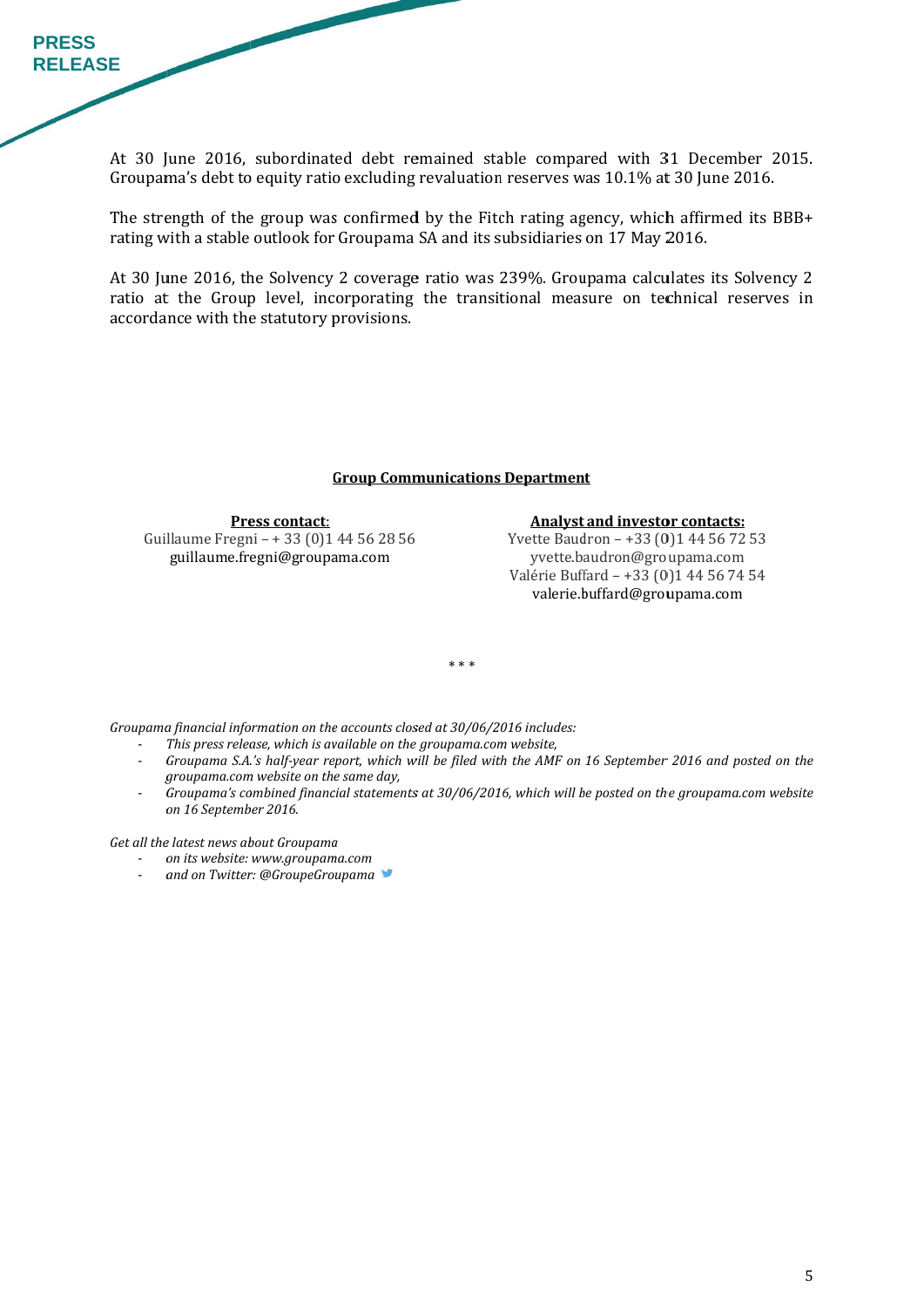At 30 June 2016, subordinated debt remained stable compared with 31 December 2015. Groupama's debt to equity ratio excluding revaluation reserves was 10.1% at 30 June 2016.

The strength of the group was confirmed by the Fitch rating agency, which affirmed its BBB+ rating with a stable outlook for Groupama SA and its subsidiaries on 17 May 2016.

At 30 June 2016, the Solvency 2 coverage ratio was 239%. Groupama calculates its Solvency 2 ratio at the Group level, incorporating the transitional measure on technical reserves in accordance with the statutory provisions.

**Group Communications Department**

**Press contact**:
Guillaume Fregni – + 33 (0)1 44 56 28 56
guillaume.fregni@groupama.com

**Analyst and investor contacts:**
Yvette Baudron – +33 (0)1 44 56 72 53
yvette.baudron@groupama.com
Valérie Buffard – +33 (0)1 44 56 74 54
valerie.buffard@groupama.com

\* \* \*

*Groupama financial information on the accounts closed at 30/06/2016 includes:*

- *This press release, which is available on the groupama.com website,*
- *Groupama S.A.'s half-year report, which will be filed with the AMF on 16 September 2016 and posted on the groupama.com website on the same day,*
- *Groupama's combined financial statements at 30/06/2016, which will be posted on the groupama.com website on 16 September 2016.*

*Get all the latest news about Groupama*

- *on its website: www.groupama.com*
- *and on Twitter: @GroupeGroupama*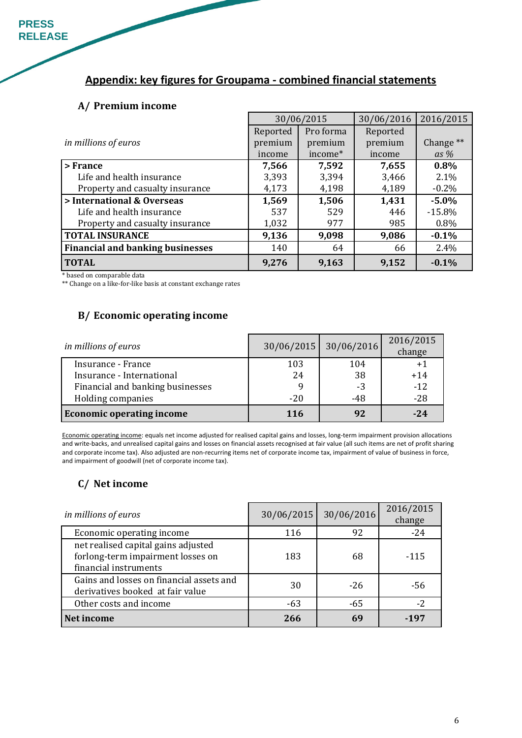PRESS RELEASE

# Appendix: key figures for Groupama - combined financial statements

## A/ Premium income

| *in millions of euros* | 30/06/2015 Reported premium income | 30/06/2015 Pro forma premium income* | 30/06/2016 Reported premium income | 2016/2015 Change ** *as %* |
|---|---|---|---|---|
| **> France** | **7,566** | **7,592** | **7,655** | **0.8%** |
| Life and health insurance | 3,393 | 3,394 | 3,466 | 2.1% |
| Property and casualty insurance | 4,173 | 4,198 | 4,189 | -0.2% |
| **> International & Overseas** | **1,569** | **1,506** | **1,431** | **-5.0%** |
| Life and health insurance | 537 | 529 | 446 | -15.8% |
| Property and casualty insurance | 1,032 | 977 | 985 | 0.8% |
| **TOTAL INSURANCE** | **9,136** | **9,098** | **9,086** | **-0.1%** |
| **Financial and banking businesses** | 140 | 64 | 66 | 2.4% |
| **TOTAL** | **9,276** | **9,163** | **9,152** | **-0.1%** |

\* based on comparable data
\*\* Change on a like-for-like basis at constant exchange rates

## B/ Economic operating income

| *in millions of euros* | 30/06/2015 | 30/06/2016 | 2016/2015 change |
|---|---|---|---|
| Insurance - France | 103 | 104 | +1 |
| Insurance - International | 24 | 38 | +14 |
| Financial and banking businesses | 9 | -3 | -12 |
| Holding companies | -20 | -48 | -28 |
| **Economic operating income** | **116** | **92** | **-24** |

Economic operating income: equals net income adjusted for realised capital gains and losses, long-term impairment provision allocations and write-backs, and unrealised capital gains and losses on financial assets recognised at fair value (all such items are net of profit sharing and corporate income tax). Also adjusted are non-recurring items net of corporate income tax, impairment of value of business in force, and impairment of goodwill (net of corporate income tax).

## C/ Net income

| *in millions of euros* | 30/06/2015 | 30/06/2016 | 2016/2015 change |
|---|---|---|---|
| Economic operating income | 116 | 92 | -24 |
| net realised capital gains adjusted forlong-term impairment losses on financial instruments | 183 | 68 | -115 |
| Gains and losses on financial assets and derivatives booked at fair value | 30 | -26 | -56 |
| Other costs and income | -63 | -65 | -2 |
| **Net income** | **266** | **69** | **-197** |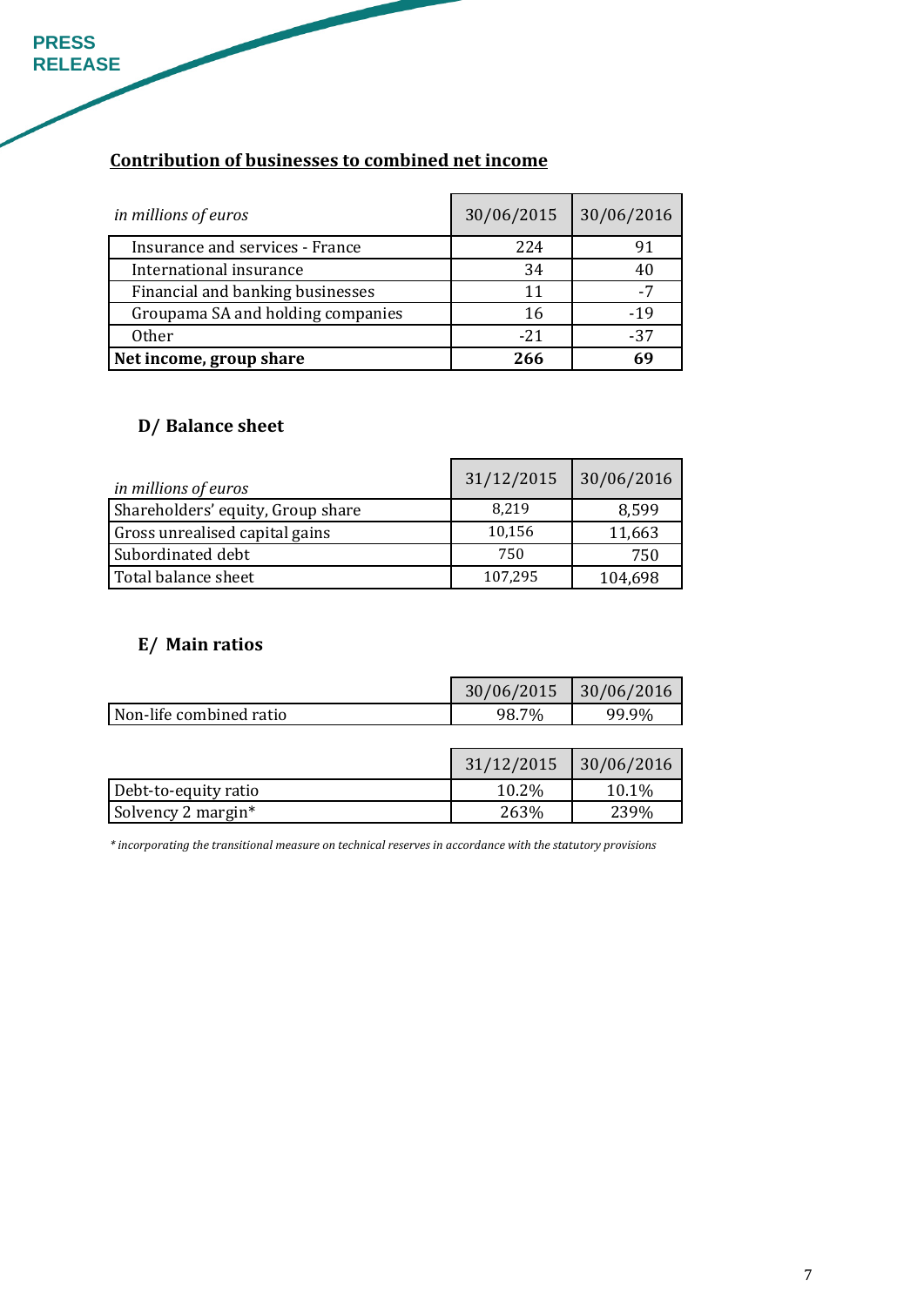**Contribution of businesses to combined net income**

| *in millions of euros* | 30/06/2015 | 30/06/2016 |
|---|---|---|
| Insurance and services - France | 224 | 91 |
| International insurance | 34 | 40 |
| Financial and banking businesses | 11 | -7 |
| Groupama SA and holding companies | 16 | -19 |
| Other | -21 | -37 |
| **Net income, group share** | **266** | **69** |

## D/ Balance sheet

| *in millions of euros* | 31/12/2015 | 30/06/2016 |
|---|---|---|
| Shareholders' equity, Group share | 8,219 | 8,599 |
| Gross unrealised capital gains | 10,156 | 11,663 |
| Subordinated debt | 750 | 750 |
| Total balance sheet | 107,295 | 104,698 |

## E/ Main ratios

| | 30/06/2015 | 30/06/2016 |
|---|---|---|
| Non-life combined ratio | 98.7% | 99.9% |

| | 31/12/2015 | 30/06/2016 |
|---|---|---|
| Debt-to-equity ratio | 10.2% | 10.1% |
| Solvency 2 margin* | 263% | 239% |

*\* incorporating the transitional measure on technical reserves in accordance with the statutory provisions*